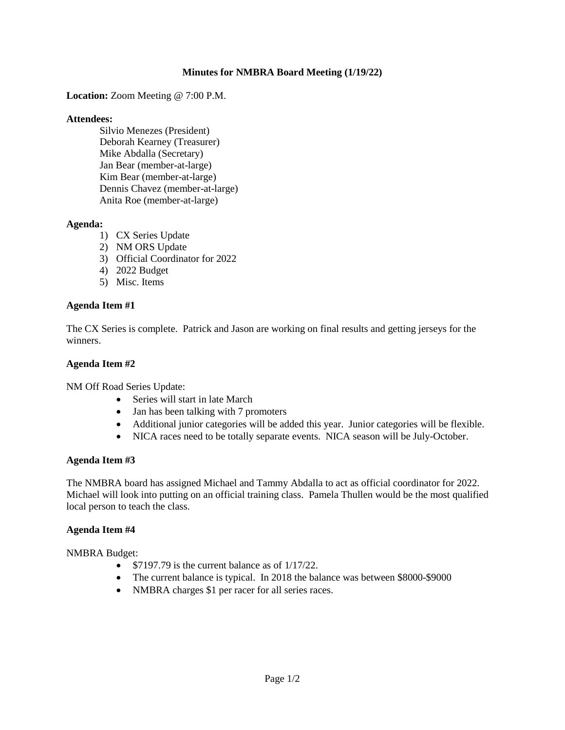# Minutes for NMBRA Board Meeting (1/19/22)

**Location:** Zoom Meeting @ 7:00 P.M.

**Attendees:**

Silvio Menezes (President)
Deborah Kearney (Treasurer)
Mike Abdalla (Secretary)
Jan Bear (member-at-large)
Kim Bear (member-at-large)
Dennis Chavez (member-at-large)
Anita Roe (member-at-large)

**Agenda:**

1) CX Series Update
2) NM ORS Update
3) Official Coordinator for 2022
4) 2022 Budget
5) Misc. Items

**Agenda Item #1**

The CX Series is complete. Patrick and Jason are working on final results and getting jerseys for the winners.

**Agenda Item #2**

NM Off Road Series Update:

- Series will start in late March
- Jan has been talking with 7 promoters
- Additional junior categories will be added this year. Junior categories will be flexible.
- NICA races need to be totally separate events. NICA season will be July-October.

**Agenda Item #3**

The NMBRA board has assigned Michael and Tammy Abdalla to act as official coordinator for 2022. Michael will look into putting on an official training class. Pamela Thullen would be the most qualified local person to teach the class.

**Agenda Item #4**

NMBRA Budget:

- $7197.79 is the current balance as of 1/17/22.
- The current balance is typical. In 2018 the balance was between $8000-$9000
- NMBRA charges $1 per racer for all series races.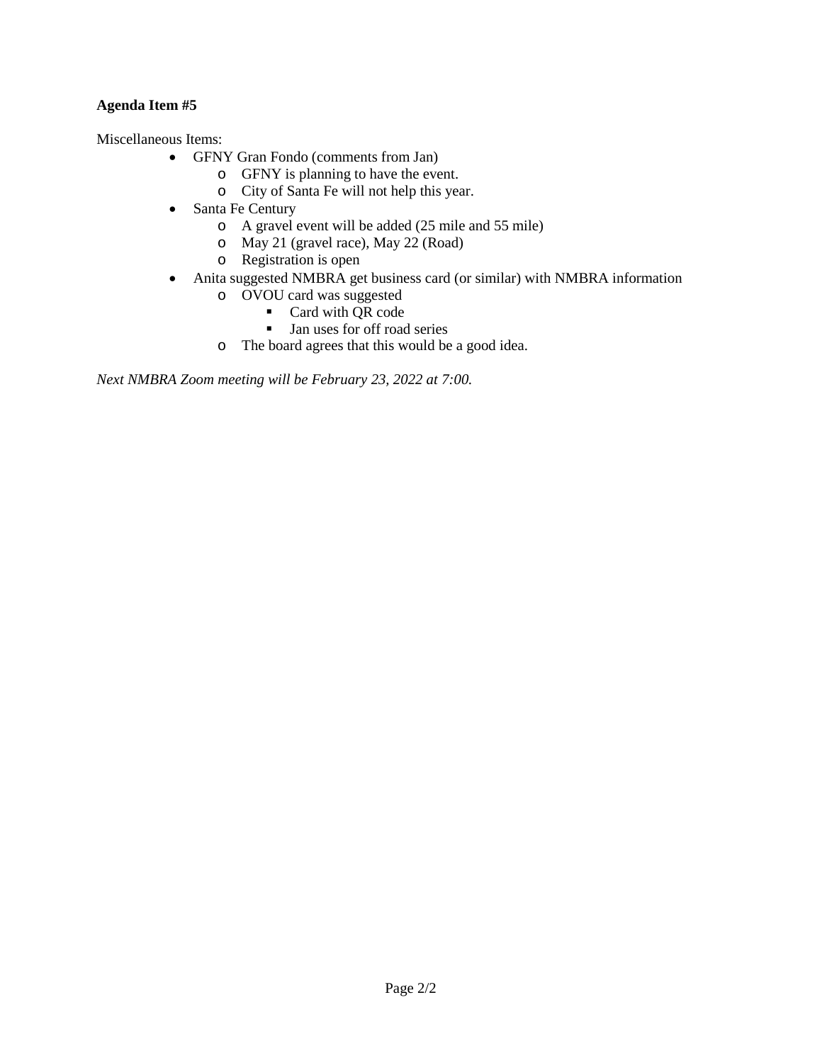**Agenda Item #5**

Miscellaneous Items:

- GFNY Gran Fondo (comments from Jan)
    - GFNY is planning to have the event.
    - City of Santa Fe will not help this year.
- Santa Fe Century
    - A gravel event will be added (25 mile and 55 mile)
    - May 21 (gravel race), May 22 (Road)
    - Registration is open
- Anita suggested NMBRA get business card (or similar) with NMBRA information
    - OVOU card was suggested
        - Card with QR code
        - Jan uses for off road series
    - The board agrees that this would be a good idea.

*Next NMBRA Zoom meeting will be February 23, 2022 at 7:00.*